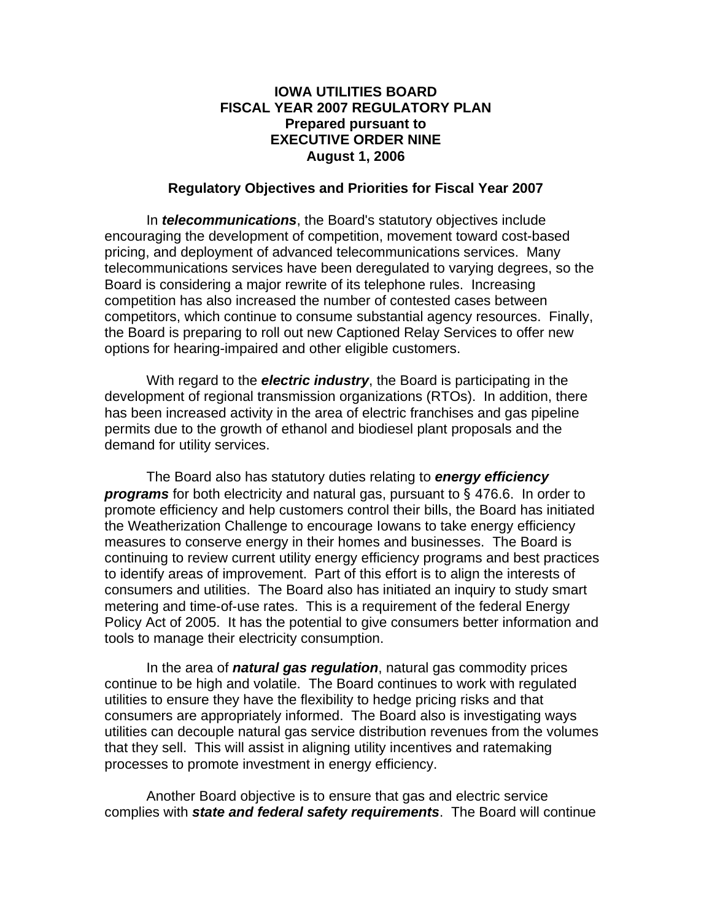# IOWA UTILITIES BOARD
# FISCAL YEAR 2007 REGULATORY PLAN
**Prepared pursuant to**
**EXECUTIVE ORDER NINE**
**August 1, 2006**

## Regulatory Objectives and Priorities for Fiscal Year 2007

In ***telecommunications***, the Board's statutory objectives include encouraging the development of competition, movement toward cost-based pricing, and deployment of advanced telecommunications services. Many telecommunications services have been deregulated to varying degrees, so the Board is considering a major rewrite of its telephone rules. Increasing competition has also increased the number of contested cases between competitors, which continue to consume substantial agency resources. Finally, the Board is preparing to roll out new Captioned Relay Services to offer new options for hearing-impaired and other eligible customers.

With regard to the ***electric industry***, the Board is participating in the development of regional transmission organizations (RTOs). In addition, there has been increased activity in the area of electric franchises and gas pipeline permits due to the growth of ethanol and biodiesel plant proposals and the demand for utility services.

The Board also has statutory duties relating to ***energy efficiency programs*** for both electricity and natural gas, pursuant to § 476.6. In order to promote efficiency and help customers control their bills, the Board has initiated the Weatherization Challenge to encourage Iowans to take energy efficiency measures to conserve energy in their homes and businesses. The Board is continuing to review current utility energy efficiency programs and best practices to identify areas of improvement. Part of this effort is to align the interests of consumers and utilities. The Board also has initiated an inquiry to study smart metering and time-of-use rates. This is a requirement of the federal Energy Policy Act of 2005. It has the potential to give consumers better information and tools to manage their electricity consumption.

In the area of ***natural gas regulation***, natural gas commodity prices continue to be high and volatile. The Board continues to work with regulated utilities to ensure they have the flexibility to hedge pricing risks and that consumers are appropriately informed. The Board also is investigating ways utilities can decouple natural gas service distribution revenues from the volumes that they sell. This will assist in aligning utility incentives and ratemaking processes to promote investment in energy efficiency.

Another Board objective is to ensure that gas and electric service complies with ***state and federal safety requirements***. The Board will continue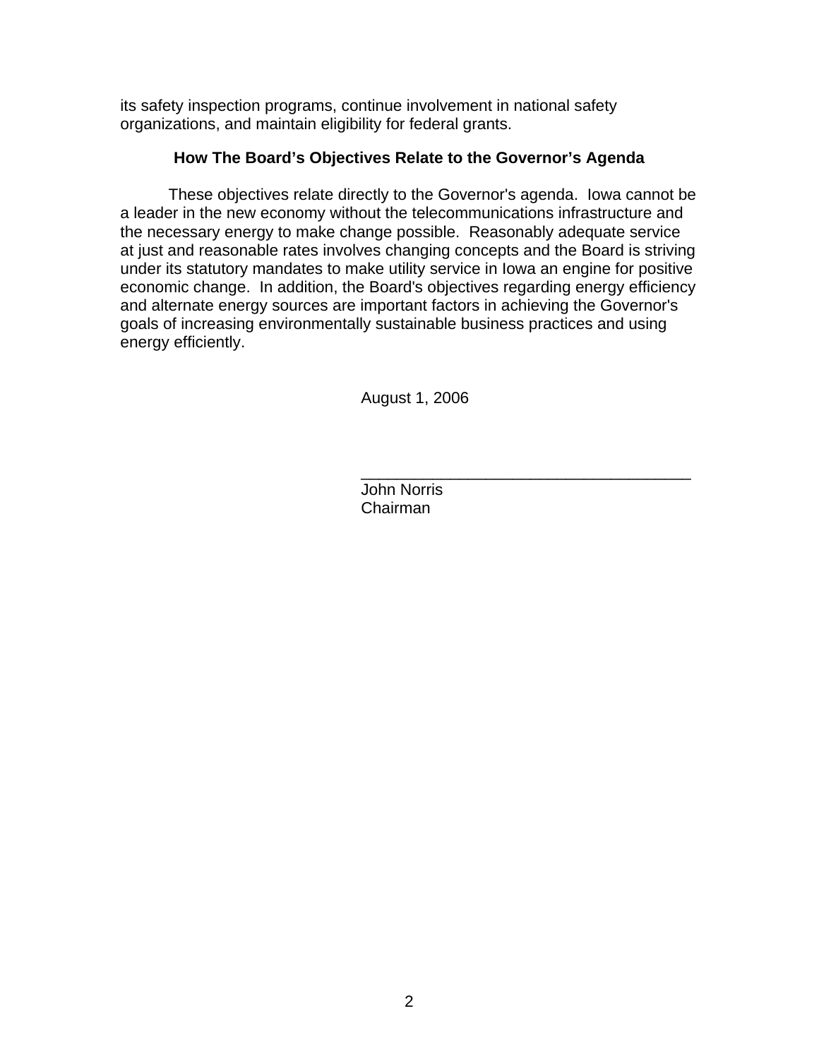its safety inspection programs, continue involvement in national safety organizations, and maintain eligibility for federal grants.

### How The Board's Objectives Relate to the Governor's Agenda

These objectives relate directly to the Governor's agenda. Iowa cannot be a leader in the new economy without the telecommunications infrastructure and the necessary energy to make change possible. Reasonably adequate service at just and reasonable rates involves changing concepts and the Board is striving under its statutory mandates to make utility service in Iowa an engine for positive economic change. In addition, the Board's objectives regarding energy efficiency and alternate energy sources are important factors in achieving the Governor's goals of increasing environmentally sustainable business practices and using energy efficiently.

August 1, 2006

_____________________________________

John Norris
Chairman